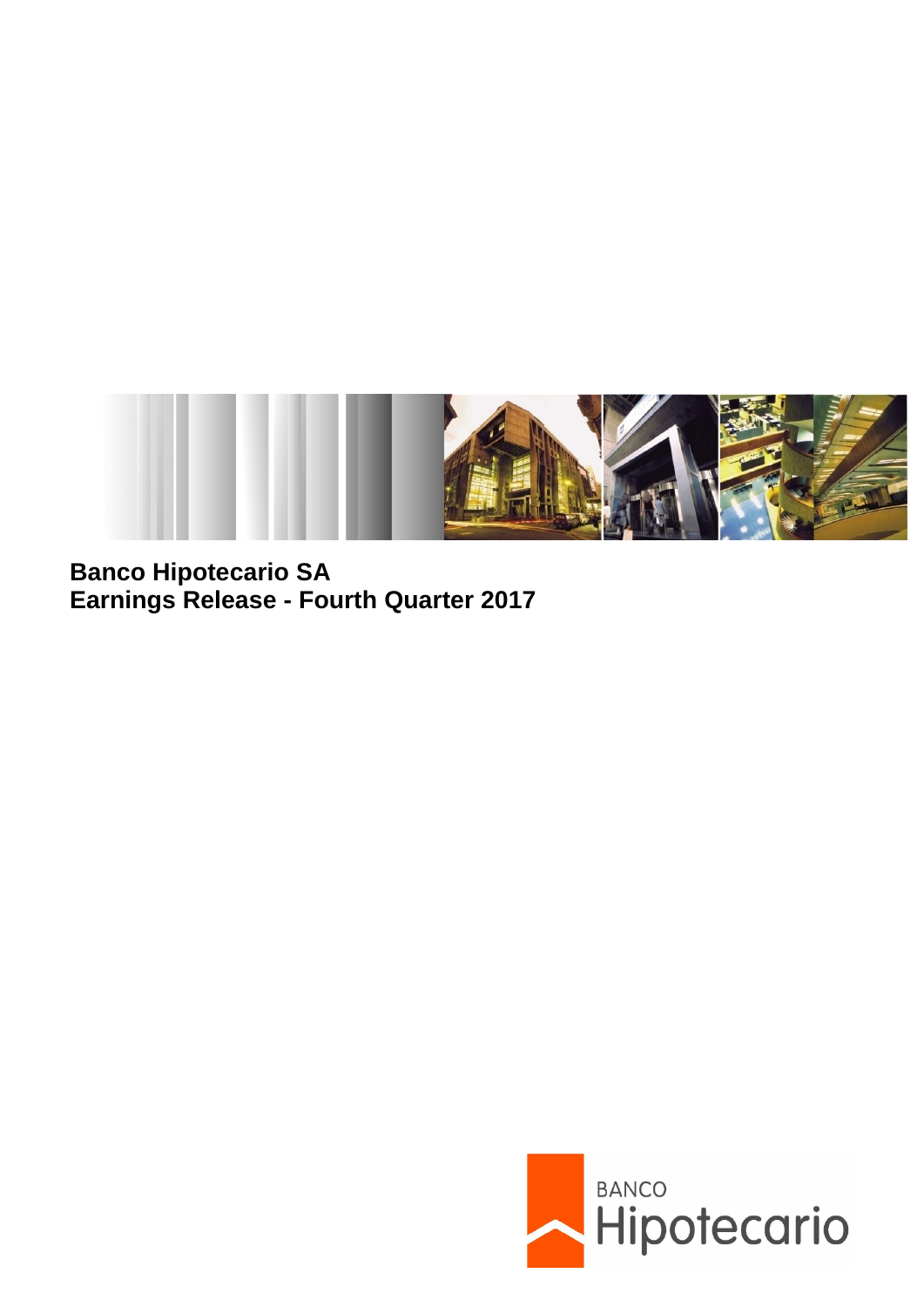**Banco Hipotecario SA**
**Earnings Release - Fourth Quarter 2017**

BANCO
Hipotecario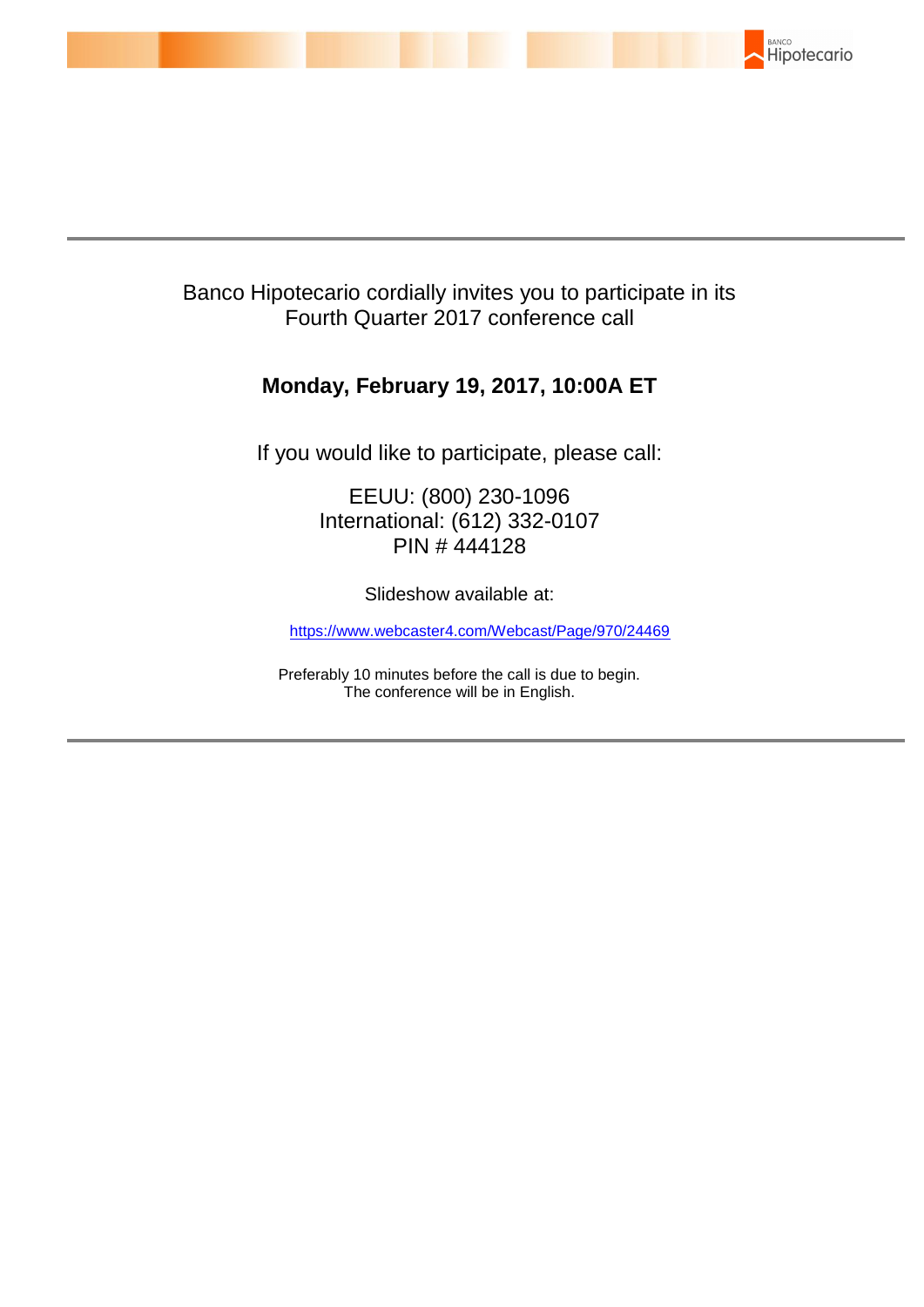Banco Hipotecario cordially invites you to participate in its Fourth Quarter 2017 conference call

**Monday, February 19, 2017, 10:00A ET**

If you would like to participate, please call:

EEUU: (800) 230-1096
International: (612) 332-0107
PIN # 444128

Slideshow available at:

https://www.webcaster4.com/Webcast/Page/970/24469

Preferably 10 minutes before the call is due to begin.
The conference will be in English.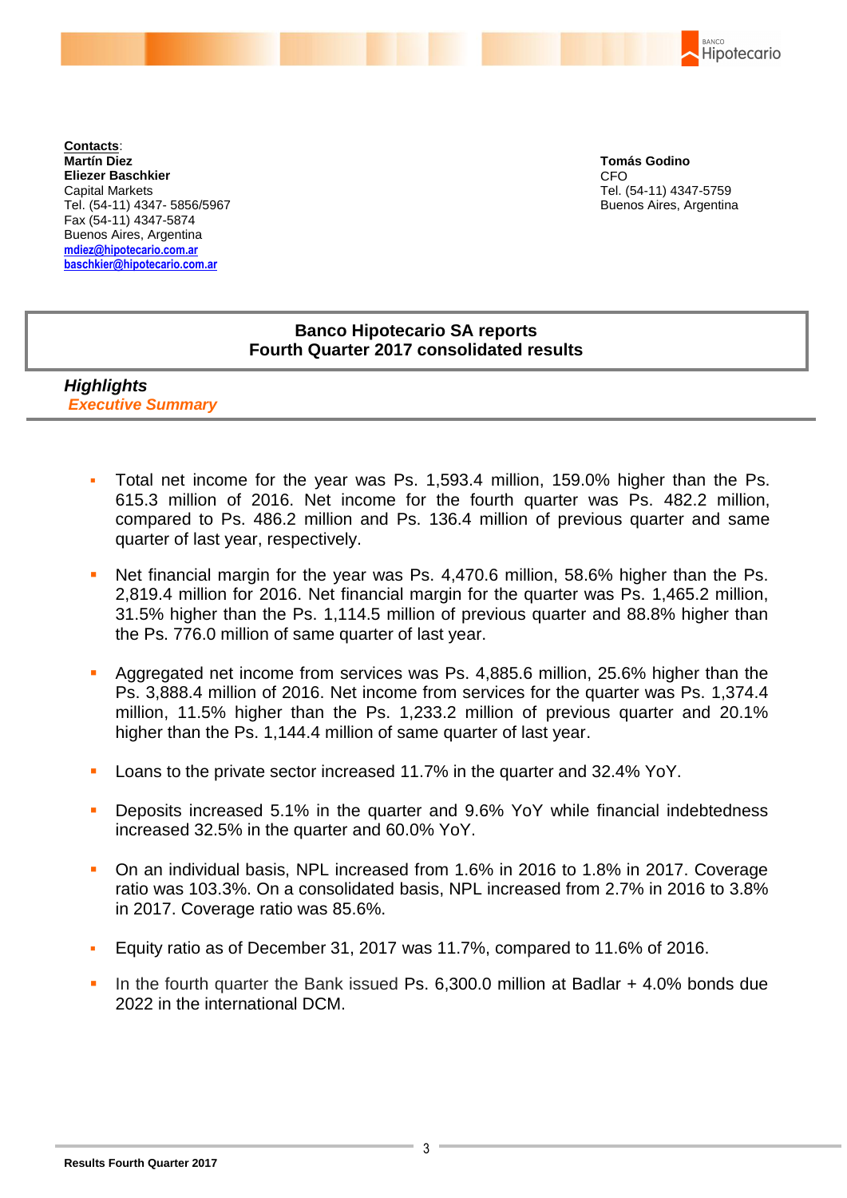**Contacts**:
**Martín Diez**
**Eliezer Baschkier**
Capital Markets
Tel. (54-11) 4347- 5856/5967
Fax (54-11) 4347-5874
Buenos Aires, Argentina
mdiez@hipotecario.com.ar
baschkier@hipotecario.com.ar

**Tomás Godino**
CFO
Tel. (54-11) 4347-5759
Buenos Aires, Argentina

# Banco Hipotecario SA reports Fourth Quarter 2017 consolidated results

## *Highlights*

### *Executive Summary*

- Total net income for the year was Ps. 1,593.4 million, 159.0% higher than the Ps. 615.3 million of 2016. Net income for the fourth quarter was Ps. 482.2 million, compared to Ps. 486.2 million and Ps. 136.4 million of previous quarter and same quarter of last year, respectively.
- Net financial margin for the year was Ps. 4,470.6 million, 58.6% higher than the Ps. 2,819.4 million for 2016. Net financial margin for the quarter was Ps. 1,465.2 million, 31.5% higher than the Ps. 1,114.5 million of previous quarter and 88.8% higher than the Ps. 776.0 million of same quarter of last year.
- Aggregated net income from services was Ps. 4,885.6 million, 25.6% higher than the Ps. 3,888.4 million of 2016. Net income from services for the quarter was Ps. 1,374.4 million, 11.5% higher than the Ps. 1,233.2 million of previous quarter and 20.1% higher than the Ps. 1,144.4 million of same quarter of last year.
- Loans to the private sector increased 11.7% in the quarter and 32.4% YoY.
- Deposits increased 5.1% in the quarter and 9.6% YoY while financial indebtedness increased 32.5% in the quarter and 60.0% YoY.
- On an individual basis, NPL increased from 1.6% in 2016 to 1.8% in 2017. Coverage ratio was 103.3%. On a consolidated basis, NPL increased from 2.7% in 2016 to 3.8% in 2017. Coverage ratio was 85.6%.
- Equity ratio as of December 31, 2017 was 11.7%, compared to 11.6% of 2016.
- In the fourth quarter the Bank issued Ps. 6,300.0 million at Badlar + 4.0% bonds due 2022 in the international DCM.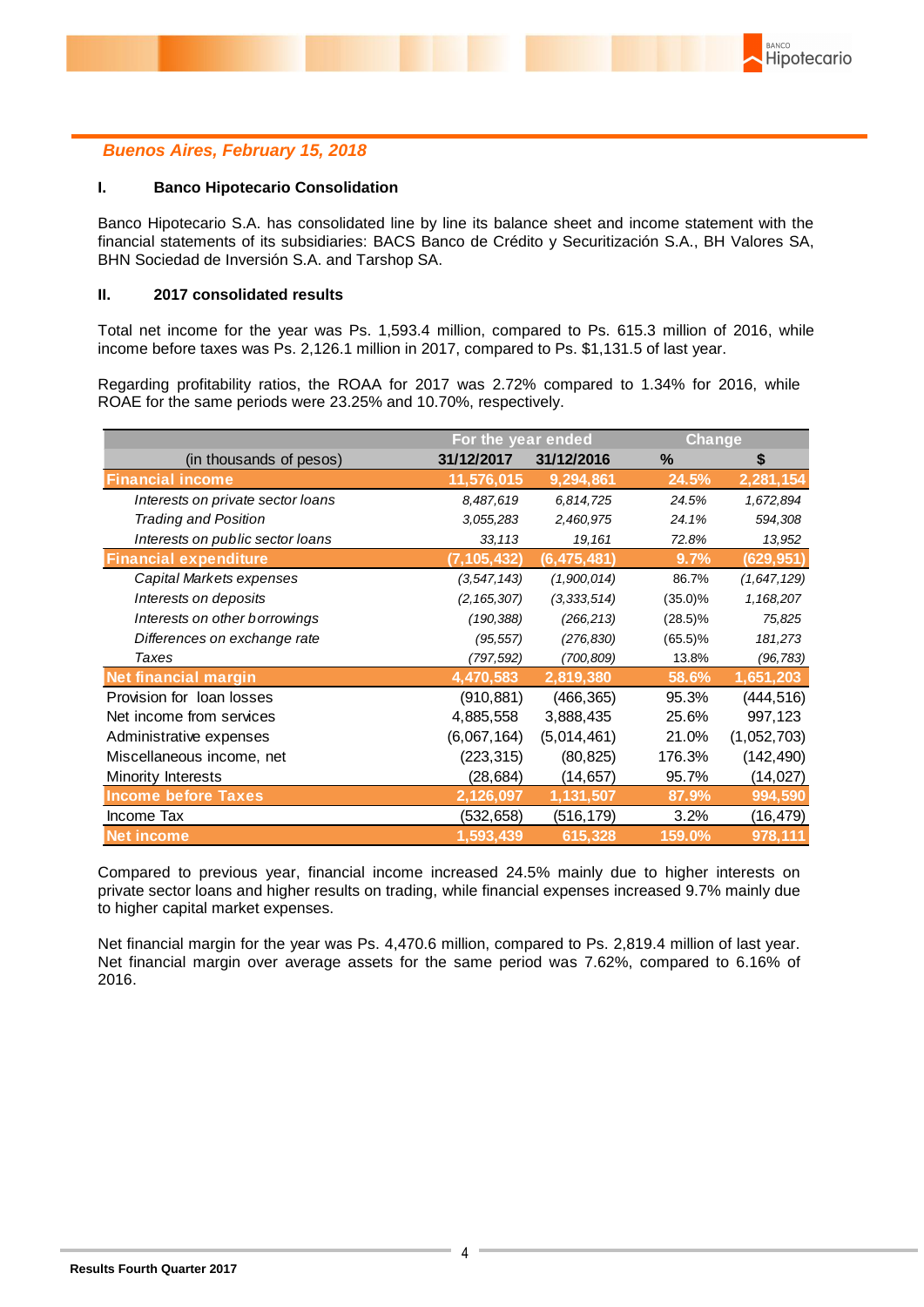*Buenos Aires, February 15, 2018*

## I. Banco Hipotecario Consolidation

Banco Hipotecario S.A. has consolidated line by line its balance sheet and income statement with the financial statements of its subsidiaries: BACS Banco de Crédito y Securitización S.A., BH Valores SA, BHN Sociedad de Inversión S.A. and Tarshop SA.

## II. 2017 consolidated results

Total net income for the year was Ps. 1,593.4 million, compared to Ps. 615.3 million of 2016, while income before taxes was Ps. 2,126.1 million in 2017, compared to Ps. $1,131.5 of last year.

Regarding profitability ratios, the ROAA for 2017 was 2.72% compared to 1.34% for 2016, while ROAE for the same periods were 23.25% and 10.70%, respectively.

| | For the year ended | | Change | |
|---|---|---|---|---|
| (in thousands of pesos) | 31/12/2017 | 31/12/2016 | % | $ |
| **Financial income** | **11,576,015** | **9,294,861** | **24.5%** | **2,281,154** |
| *Interests on private sector loans* | *8,487,619* | *6,814,725* | *24.5%* | *1,672,894* |
| *Trading and Position* | *3,055,283* | *2,460,975* | *24.1%* | *594,308* |
| *Interests on public sector loans* | *33,113* | *19,161* | *72.8%* | *13,952* |
| **Financial expenditure** | **(7,105,432)** | **(6,475,481)** | **9.7%** | **(629,951)** |
| *Capital Markets expenses* | *(3,547,143)* | *(1,900,014)* | 86.7% | *(1,647,129)* |
| *Interests on deposits* | *(2,165,307)* | *(3,333,514)* | (35.0)% | *1,168,207* |
| *Interests on other borrowings* | *(190,388)* | *(266,213)* | (28.5)% | *75,825* |
| *Differences on exchange rate* | *(95,557)* | *(276,830)* | (65.5)% | *181,273* |
| *Taxes* | *(797,592)* | *(700,809)* | 13.8% | *(96,783)* |
| **Net financial margin** | **4,470,583** | **2,819,380** | **58.6%** | **1,651,203** |
| Provision for loan losses | (910,881) | (466,365) | 95.3% | (444,516) |
| Net income from services | 4,885,558 | 3,888,435 | 25.6% | 997,123 |
| Administrative expenses | (6,067,164) | (5,014,461) | 21.0% | (1,052,703) |
| Miscellaneous income, net | (223,315) | (80,825) | 176.3% | (142,490) |
| Minority Interests | (28,684) | (14,657) | 95.7% | (14,027) |
| **Income before Taxes** | **2,126,097** | **1,131,507** | **87.9%** | **994,590** |
| Income Tax | (532,658) | (516,179) | 3.2% | (16,479) |
| **Net income** | **1,593,439** | **615,328** | **159.0%** | **978,111** |

Compared to previous year, financial income increased 24.5% mainly due to higher interests on private sector loans and higher results on trading, while financial expenses increased 9.7% mainly due to higher capital market expenses.

Net financial margin for the year was Ps. 4,470.6 million, compared to Ps. 2,819.4 million of last year. Net financial margin over average assets for the same period was 7.62%, compared to 6.16% of 2016.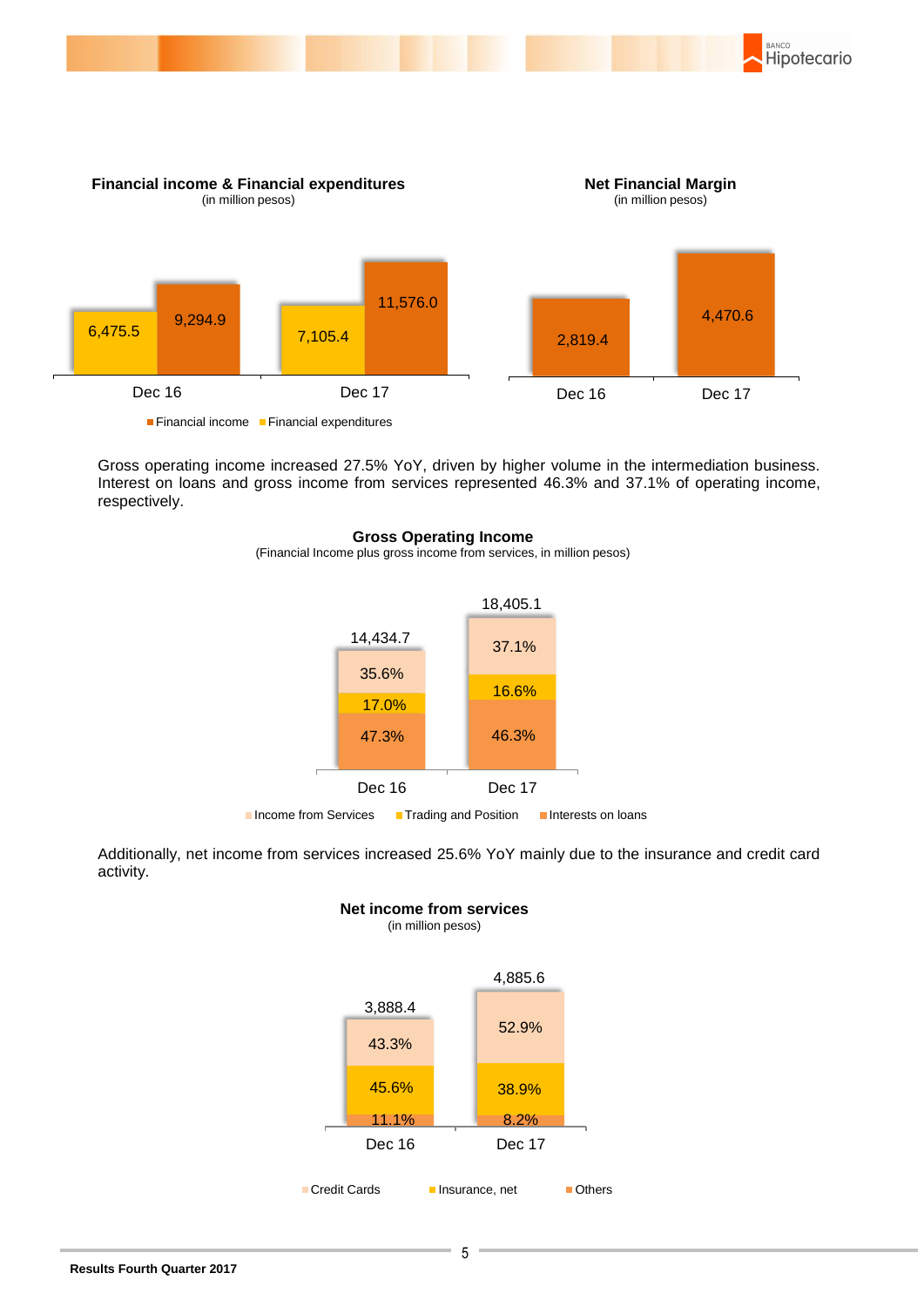**Financial income & Financial expenditures**
(in million pesos)

| | Financial expenditures | Financial income |
|---|---|---|
| Dec 16 | 6,475.5 | 9,294.9 |
| Dec 17 | 7,105.4 | 11,576.0 |

**Net Financial Margin**
(in million pesos)

| | Net Financial Margin |
|---|---|
| Dec 16 | 2,819.4 |
| Dec 17 | 4,470.6 |

Gross operating income increased 27.5% YoY, driven by higher volume in the intermediation business. Interest on loans and gross income from services represented 46.3% and 37.1% of operating income, respectively.

**Gross Operating Income**
(Financial Income plus gross income from services, in million pesos)

| | Dec 16 | Dec 17 |
|---|---|---|
| Total | 14,434.7 | 18,405.1 |
| Income from Services | 35.6% | 37.1% |
| Trading and Position | 17.0% | 16.6% |
| Interests on loans | 47.3% | 46.3% |

Additionally, net income from services increased 25.6% YoY mainly due to the insurance and credit card activity.

**Net income from services**
(in million pesos)

| | Dec 16 | Dec 17 |
|---|---|---|
| Total | 3,888.4 | 4,885.6 |
| Credit Cards | 43.3% | 52.9% |
| Insurance, net | 45.6% | 38.9% |
| Others | 11.1% | 8.2% |

**Results Fourth Quarter 2017**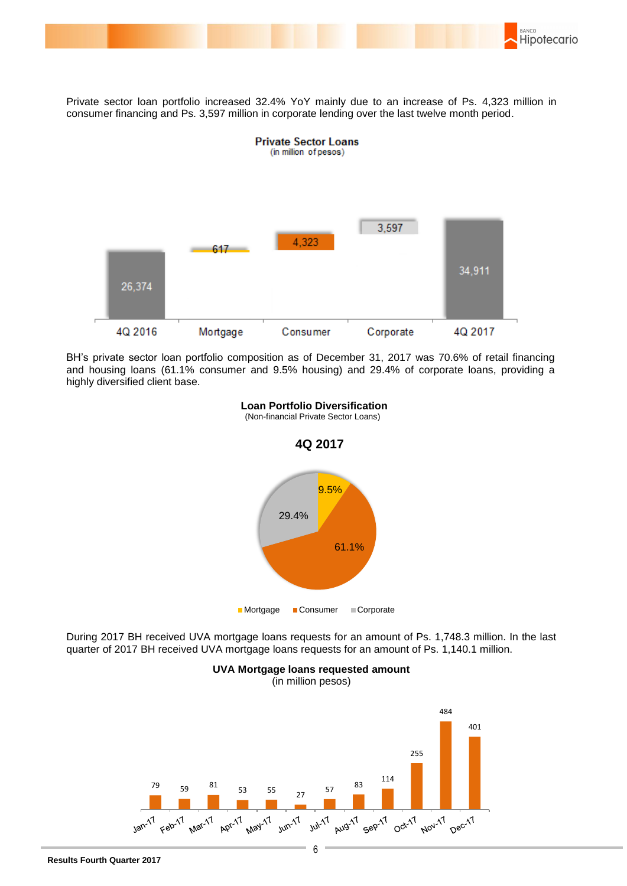Private sector loan portfolio increased 32.4% YoY mainly due to an increase of Ps. 4,323 million in consumer financing and Ps. 3,597 million in corporate lending over the last twelve month period.

**Private Sector Loans**
(in million of pesos)

| 4Q 2016 | Mortgage | Consumer | Corporate | 4Q 2017 |
|---|---|---|---|---|
| 26,374 | 617 | 4,323 | 3,597 | 34,911 |

BH's private sector loan portfolio composition as of December 31, 2017 was 70.6% of retail financing and housing loans (61.1% consumer and 9.5% housing) and 29.4% of corporate loans, providing a highly diversified client base.

**Loan Portfolio Diversification**
(Non-financial Private Sector Loans)

**4Q 2017**

| Mortgage | Consumer | Corporate |
|---|---|---|
| 9.5% | 61.1% | 29.4% |

During 2017 BH received UVA mortgage loans requests for an amount of Ps. 1,748.3 million. In the last quarter of 2017 BH received UVA mortgage loans requests for an amount of Ps. 1,140.1 million.

**UVA Mortgage loans requested amount**
(in million pesos)

| Jan-17 | Feb-17 | Mar-17 | Apr-17 | May-17 | Jun-17 | Jul-17 | Aug-17 | Sep-17 | Oct-17 | Nov-17 | Dec-17 |
|---|---|---|---|---|---|---|---|---|---|---|---|
| 79 | 59 | 81 | 53 | 55 | 27 | 57 | 83 | 114 | 255 | 484 | 401 |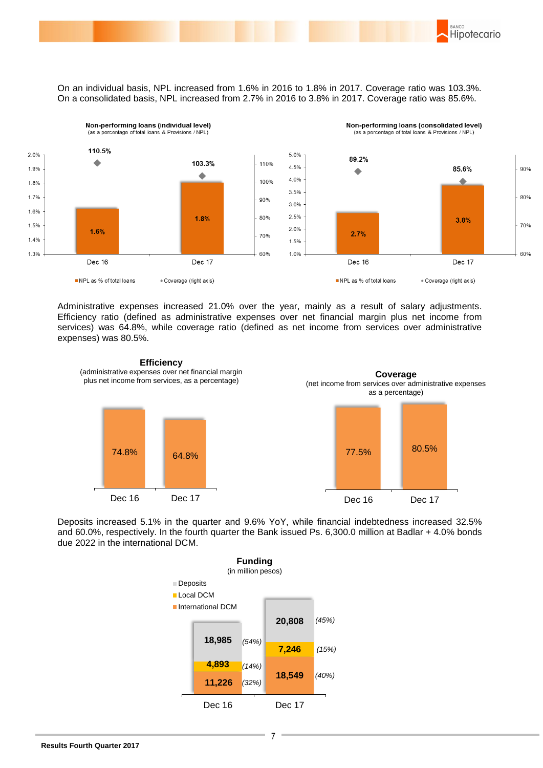On an individual basis, NPL increased from 1.6% in 2016 to 1.8% in 2017. Coverage ratio was 103.3%. On a consolidated basis, NPL increased from 2.7% in 2016 to 3.8% in 2017. Coverage ratio was 85.6%.

**Non-performing loans (individual level)**
(as a percentage of total loans & Provisions / NPL)

| | Dec 16 | Dec 17 |
|---|---|---|
| NPL as % of total loans | 1.6% | 1.8% |
| Coverage (right axis) | 110.5% | 103.3% |

**Non-performing loans (consolidated level)**
(as a percentage of total loans & Provisions / NPL)

| | Dec 16 | Dec 17 |
|---|---|---|
| NPL as % of total loans | 2.7% | 3.8% |
| Coverage (right axis) | 89.2% | 85.6% |

Administrative expenses increased 21.0% over the year, mainly as a result of salary adjustments. Efficiency ratio (defined as administrative expenses over net financial margin plus net income from services) was 64.8%, while coverage ratio (defined as net income from services over administrative expenses) was 80.5%.

**Efficiency**
(administrative expenses over net financial margin plus net income from services, as a percentage)

| Dec 16 | Dec 17 |
|---|---|
| 74.8% | 64.8% |

**Coverage**
(net income from services over administrative expenses as a percentage)

| Dec 16 | Dec 17 |
|---|---|
| 77.5% | 80.5% |

Deposits increased 5.1% in the quarter and 9.6% YoY, while financial indebtedness increased 32.5% and 60.0%, respectively. In the fourth quarter the Bank issued Ps. 6,300.0 million at Badlar + 4.0% bonds due 2022 in the international DCM.

**Funding**
(in million pesos)

| | Dec 16 | Dec 17 |
|---|---|---|
| Deposits | 18,985 (54%) | 20,808 (45%) |
| Local DCM | 4,893 (14%) | 7,246 (15%) |
| International DCM | 11,226 (32%) | 18,549 (40%) |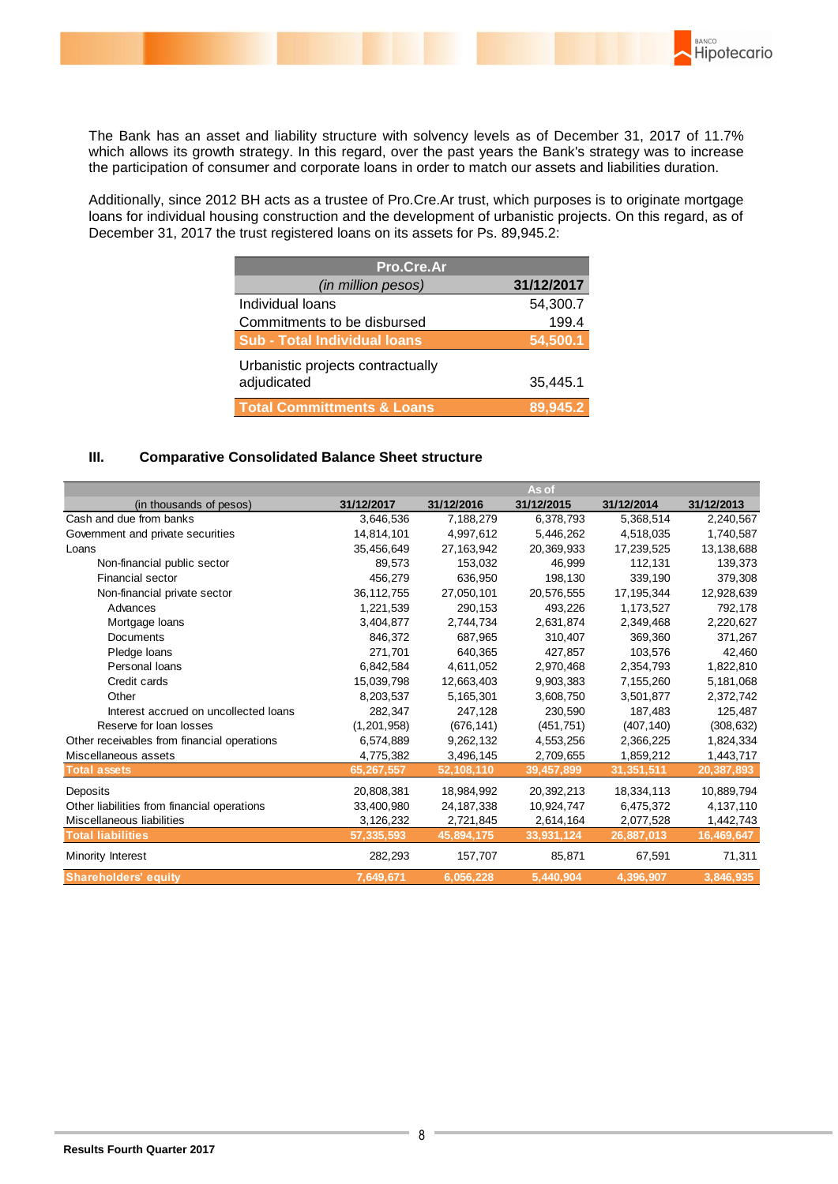The Bank has an asset and liability structure with solvency levels as of December 31, 2017 of 11.7% which allows its growth strategy. In this regard, over the past years the Bank's strategy was to increase the participation of consumer and corporate loans in order to match our assets and liabilities duration.

Additionally, since 2012 BH acts as a trustee of Pro.Cre.Ar trust, which purposes is to originate mortgage loans for individual housing construction and the development of urbanistic projects. On this regard, as of December 31, 2017 the trust registered loans on its assets for Ps. 89,945.2:

| Pro.Cre.Ar | |
|---|---|
| *(in million pesos)* | **31/12/2017** |
| Individual loans | 54,300.7 |
| Commitments to be disbursed | 199.4 |
| **Sub - Total Individual loans** | **54,500.1** |
| Urbanistic projects contractually adjudicated | 35,445.1 |
| **Total Committments & Loans** | **89,945.2** |

### III. Comparative Consolidated Balance Sheet structure

| | As of | | | | |
|---|---|---|---|---|---|
| (in thousands of pesos) | 31/12/2017 | 31/12/2016 | 31/12/2015 | 31/12/2014 | 31/12/2013 |
| Cash and due from banks | 3,646,536 | 7,188,279 | 6,378,793 | 5,368,514 | 2,240,567 |
| Government and private securities | 14,814,101 | 4,997,612 | 5,446,262 | 4,518,035 | 1,740,587 |
| Loans | 35,456,649 | 27,163,942 | 20,369,933 | 17,239,525 | 13,138,688 |
| Non-financial public sector | 89,573 | 153,032 | 46,999 | 112,131 | 139,373 |
| Financial sector | 456,279 | 636,950 | 198,130 | 339,190 | 379,308 |
| Non-financial private sector | 36,112,755 | 27,050,101 | 20,576,555 | 17,195,344 | 12,928,639 |
| Advances | 1,221,539 | 290,153 | 493,226 | 1,173,527 | 792,178 |
| Mortgage loans | 3,404,877 | 2,744,734 | 2,631,874 | 2,349,468 | 2,220,627 |
| Documents | 846,372 | 687,965 | 310,407 | 369,360 | 371,267 |
| Pledge loans | 271,701 | 640,365 | 427,857 | 103,576 | 42,460 |
| Personal loans | 6,842,584 | 4,611,052 | 2,970,468 | 2,354,793 | 1,822,810 |
| Credit cards | 15,039,798 | 12,663,403 | 9,903,383 | 7,155,260 | 5,181,068 |
| Other | 8,203,537 | 5,165,301 | 3,608,750 | 3,501,877 | 2,372,742 |
| Interest accrued on uncollected loans | 282,347 | 247,128 | 230,590 | 187,483 | 125,487 |
| Reserve for loan losses | (1,201,958) | (676,141) | (451,751) | (407,140) | (308,632) |
| Other receivables from financial operations | 6,574,889 | 9,262,132 | 4,553,256 | 2,366,225 | 1,824,334 |
| Miscellaneous assets | 4,775,382 | 3,496,145 | 2,709,655 | 1,859,212 | 1,443,717 |
| **Total assets** | **65,267,557** | **52,108,110** | **39,457,899** | **31,351,511** | **20,387,893** |
| Deposits | 20,808,381 | 18,984,992 | 20,392,213 | 18,334,113 | 10,889,794 |
| Other liabilities from financial operations | 33,400,980 | 24,187,338 | 10,924,747 | 6,475,372 | 4,137,110 |
| Miscellaneous liabilities | 3,126,232 | 2,721,845 | 2,614,164 | 2,077,528 | 1,442,743 |
| **Total liabilities** | **57,335,593** | **45,894,175** | **33,931,124** | **26,887,013** | **16,469,647** |
| Minority Interest | 282,293 | 157,707 | 85,871 | 67,591 | 71,311 |
| **Shareholders' equity** | **7,649,671** | **6,056,228** | **5,440,904** | **4,396,907** | **3,846,935** |

Results Fourth Quarter 2017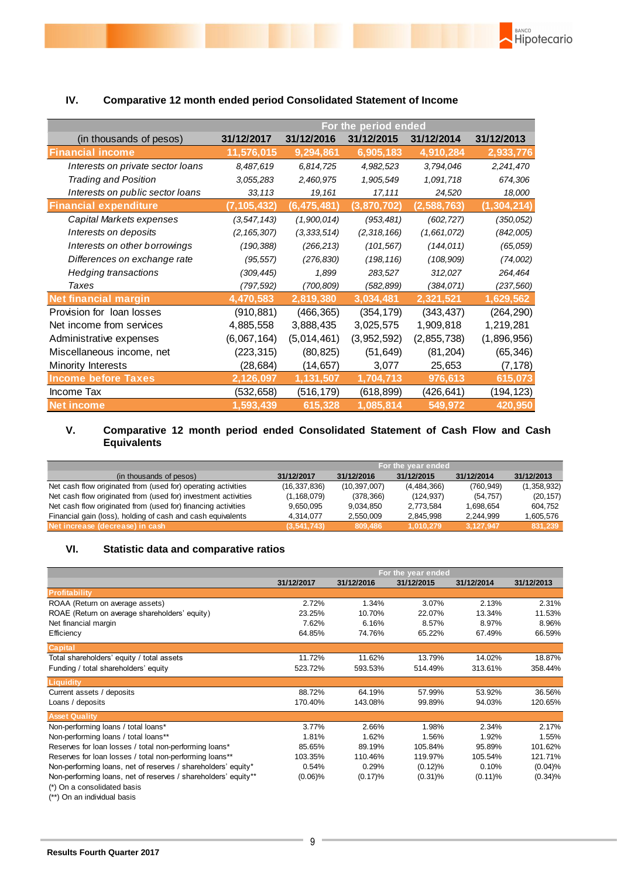## IV. Comparative 12 month ended period Consolidated Statement of Income

| (in thousands of pesos) | For the period ended | | | | |
|---|---|---|---|---|---|
| | 31/12/2017 | 31/12/2016 | 31/12/2015 | 31/12/2014 | 31/12/2013 |
| **Financial income** | **11,576,015** | **9,294,861** | **6,905,183** | **4,910,284** | **2,933,776** |
| *Interests on private sector loans* | *8,487,619* | *6,814,725* | *4,982,523* | *3,794,046* | *2,241,470* |
| *Trading and Position* | *3,055,283* | *2,460,975* | *1,905,549* | *1,091,718* | *674,306* |
| *Interests on public sector loans* | *33,113* | *19,161* | *17,111* | *24,520* | *18,000* |
| **Financial expenditure** | **(7,105,432)** | **(6,475,481)** | **(3,870,702)** | **(2,588,763)** | **(1,304,214)** |
| *Capital Markets expenses* | *(3,547,143)* | *(1,900,014)* | *(953,481)* | *(602,727)* | *(350,052)* |
| *Interests on deposits* | *(2,165,307)* | *(3,333,514)* | *(2,318,166)* | *(1,661,072)* | *(842,005)* |
| *Interests on other borrowings* | *(190,388)* | *(266,213)* | *(101,567)* | *(144,011)* | *(65,059)* |
| *Differences on exchange rate* | *(95,557)* | *(276,830)* | *(198,116)* | *(108,909)* | *(74,002)* |
| *Hedging transactions* | *(309,445)* | *1,899* | *283,527* | *312,027* | *264,464* |
| *Taxes* | *(797,592)* | *(700,809)* | *(582,899)* | *(384,071)* | *(237,560)* |
| **Net financial margin** | **4,470,583** | **2,819,380** | **3,034,481** | **2,321,521** | **1,629,562** |
| Provision for loan losses | (910,881) | (466,365) | (354,179) | (343,437) | (264,290) |
| Net income from services | 4,885,558 | 3,888,435 | 3,025,575 | 1,909,818 | 1,219,281 |
| Administrative expenses | (6,067,164) | (5,014,461) | (3,952,592) | (2,855,738) | (1,896,956) |
| Miscellaneous income, net | (223,315) | (80,825) | (51,649) | (81,204) | (65,346) |
| Minority Interests | (28,684) | (14,657) | 3,077 | 25,653 | (7,178) |
| **Income before Taxes** | **2,126,097** | **1,131,507** | **1,704,713** | **976,613** | **615,073** |
| Income Tax | (532,658) | (516,179) | (618,899) | (426,641) | (194,123) |
| **Net income** | **1,593,439** | **615,328** | **1,085,814** | **549,972** | **420,950** |

## V. Comparative 12 month period ended Consolidated Statement of Cash Flow and Cash Equivalents

| (in thousands of pesos) | For the year ended | | | | |
|---|---|---|---|---|---|
| | 31/12/2017 | 31/12/2016 | 31/12/2015 | 31/12/2014 | 31/12/2013 |
| Net cash flow originated from (used for) operating activities | (16,337,836) | (10,397,007) | (4,484,366) | (760,949) | (1,358,932) |
| Net cash flow originated from (used for) investment activities | (1,168,079) | (378,366) | (124,937) | (54,757) | (20,157) |
| Net cash flow originated from (used for) financing activities | 9,650,095 | 9,034,850 | 2,773,584 | 1,698,654 | 604,752 |
| Financial gain (loss), holding of cash and cash equivalents | 4,314,077 | 2,550,009 | 2,845,998 | 2,244,999 | 1,605,576 |
| **Net increase (decrease) in cash** | **(3,541,743)** | **809,486** | **1,010,279** | **3,127,947** | **831,239** |

## VI. Statistic data and comparative ratios

| | For the year ended | | | | |
|---|---|---|---|---|---|
| | 31/12/2017 | 31/12/2016 | 31/12/2015 | 31/12/2014 | 31/12/2013 |
| **Profitability** | | | | | |
| ROAA (Return on average assets) | 2.72% | 1.34% | 3.07% | 2.13% | 2.31% |
| ROAE (Return on average shareholders' equity) | 23.25% | 10.70% | 22.07% | 13.34% | 11.53% |
| Net financial margin | 7.62% | 6.16% | 8.57% | 8.97% | 8.96% |
| Efficiency | 64.85% | 74.76% | 65.22% | 67.49% | 66.59% |
| **Capital** | | | | | |
| Total shareholders' equity / total assets | 11.72% | 11.62% | 13.79% | 14.02% | 18.87% |
| Funding / total shareholders' equity | 523.72% | 593.53% | 514.49% | 313.61% | 358.44% |
| **Liquidity** | | | | | |
| Current assets / deposits | 88.72% | 64.19% | 57.99% | 53.92% | 36.56% |
| Loans / deposits | 170.40% | 143.08% | 99.89% | 94.03% | 120.65% |
| **Asset Quality** | | | | | |
| Non-performing loans / total loans* | 3.77% | 2.66% | 1.98% | 2.34% | 2.17% |
| Non-performing loans / total loans** | 1.81% | 1.62% | 1.56% | 1.92% | 1.55% |
| Reserves for loan losses / total non-performing loans* | 85.65% | 89.19% | 105.84% | 95.89% | 101.62% |
| Reserves for loan losses / total non-performing loans** | 103.35% | 110.46% | 119.97% | 105.54% | 121.71% |
| Non-performing loans, net of reserves / shareholders' equity* | 0.54% | 0.29% | (0.12)% | 0.10% | (0.04)% |
| Non-performing loans, net of reserves / shareholders' equity** | (0.06)% | (0.17)% | (0.31)% | (0.11)% | (0.34)% |

(*) On a consolidated basis
(**) On an individual basis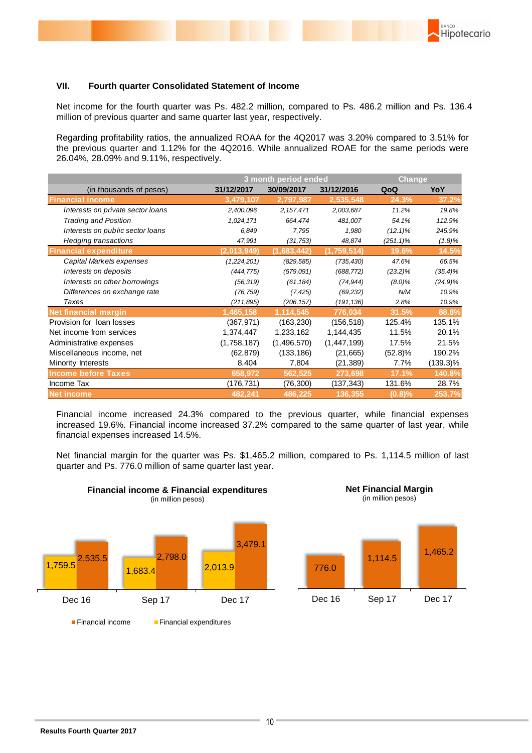## VII. Fourth quarter Consolidated Statement of Income

Net income for the fourth quarter was Ps. 482.2 million, compared to Ps. 486.2 million and Ps. 136.4 million of previous quarter and same quarter last year, respectively.

Regarding profitability ratios, the annualized ROAA for the 4Q2017 was 3.20% compared to 3.51% for the previous quarter and 1.12% for the 4Q2016. While annualized ROAE for the same periods were 26.04%, 28.09% and 9.11%, respectively.

| | 3 month period ended | | | Change | |
|---|---|---|---|---|---|
| (in thousands of pesos) | 31/12/2017 | 30/09/2017 | 31/12/2016 | QoQ | YoY |
| **Financial income** | **3,479,107** | **2,797,987** | **2,535,548** | **24.3%** | **37.2%** |
| *Interests on private sector loans* | *2,400,096* | *2,157,471* | *2,003,687* | *11.2%* | *19.8%* |
| *Trading and Position* | *1,024,171* | *664,474* | *481,007* | *54.1%* | *112.9%* |
| *Interests on public sector loans* | *6,849* | *7,795* | *1,980* | *(12.1)%* | *245.9%* |
| *Hedging transactions* | *47,991* | *(31,753)* | *48,874* | *(251.1)%* | *(1.8)%* |
| **Financial expenditure** | **(2,013,949)** | **(1,683,442)** | **(1,759,514)** | **19.6%** | **14.5%** |
| *Capital Markets expenses* | *(1,224,201)* | *(829,585)* | *(735,430)* | *47.6%* | *66.5%* |
| *Interests on deposits* | *(444,775)* | *(579,091)* | *(688,772)* | *(23.2)%* | *(35.4)%* |
| *Interests on other borrowings* | *(56,319)* | *(61,184)* | *(74,944)* | *(8.0)%* | *(24.9)%* |
| *Differences on exchange rate* | *(76,759)* | *(7,425)* | *(69,232)* | *N/M* | *10.9%* |
| *Taxes* | *(211,895)* | *(206,157)* | *(191,136)* | *2.8%* | *10.9%* |
| **Net financial margin** | **1,465,158** | **1,114,545** | **776,034** | **31.5%** | **88.8%** |
| Provision for loan losses | (367,971) | (163,230) | (156,518) | 125.4% | 135.1% |
| Net income from services | 1,374,447 | 1,233,162 | 1,144,435 | 11.5% | 20.1% |
| Administrative expenses | (1,758,187) | (1,496,570) | (1,447,199) | 17.5% | 21.5% |
| Miscellaneous income, net | (62,879) | (133,186) | (21,665) | (52.8)% | 190.2% |
| Minority Interests | 8,404 | 7,804 | (21,389) | 7.7% | (139.3)% |
| **Income before Taxes** | **658,972** | **562,525** | **273,698** | **17.1%** | **140.8%** |
| Income Tax | (176,731) | (76,300) | (137,343) | 131.6% | 28.7% |
| **Net income** | **482,241** | **486,225** | **136,355** | **(0.8)%** | **253.7%** |

Financial income increased 24.3% compared to the previous quarter, while financial expenses increased 19.6%. Financial income increased 37.2% compared to the same quarter of last year, while financial expenses increased 14.5%.

Net financial margin for the quarter was Ps. $1,465.2 million, compared to Ps. 1,114.5 million of last quarter and Ps. 776.0 million of same quarter last year.

**Financial income & Financial expenditures**
(in million pesos)

| | Financial income | Financial expenditures |
|---|---|---|
| Dec 16 | 2,535.5 | 1,759.5 |
| Sep 17 | 2,798.0 | 1,683.4 |
| Dec 17 | 3,479.1 | 2,013.9 |

**Net Financial Margin**
(in million pesos)

| | Net Financial Margin |
|---|---|
| Dec 16 | 776.0 |
| Sep 17 | 1,114.5 |
| Dec 17 | 1,465.2 |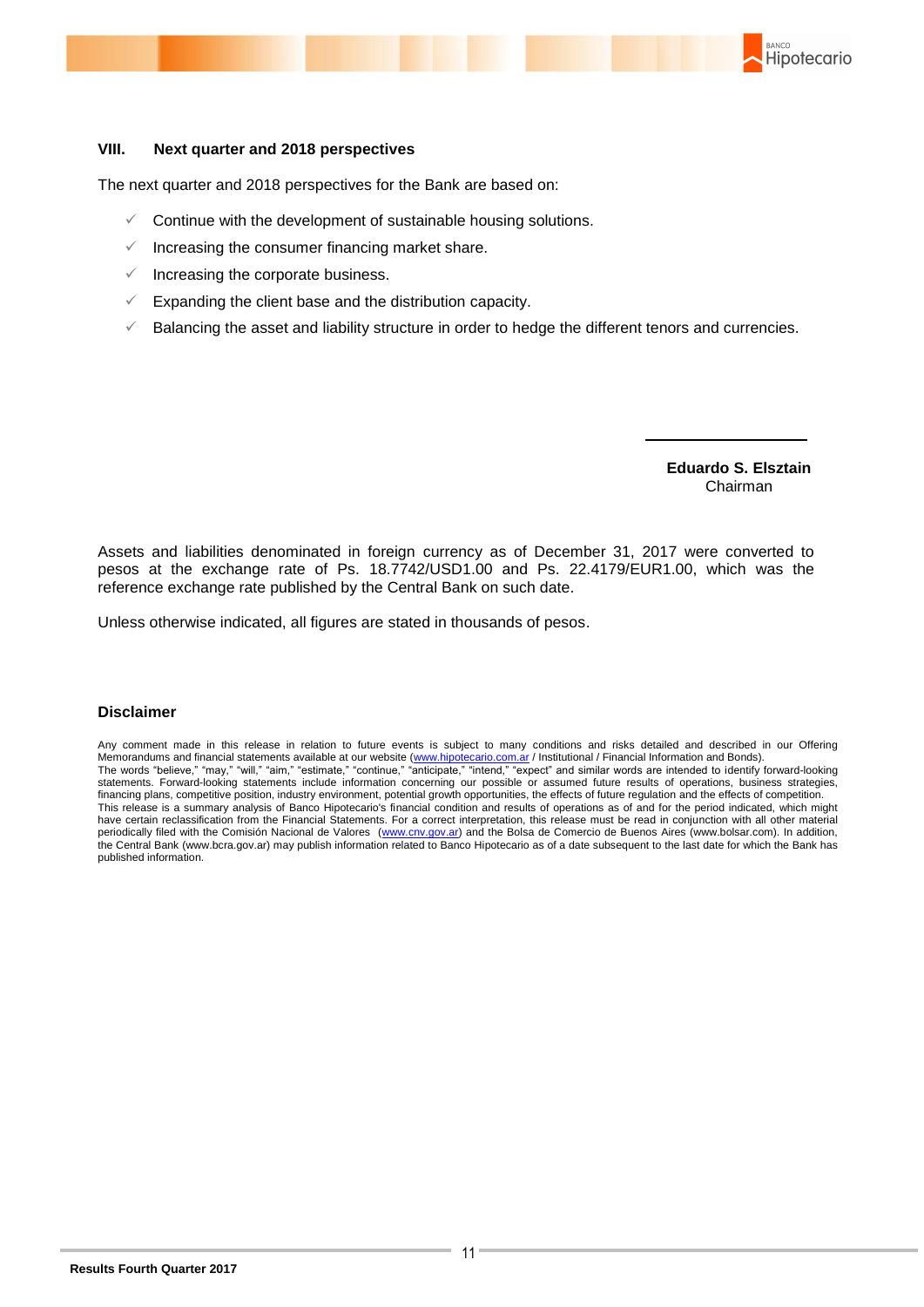## VIII. Next quarter and 2018 perspectives

The next quarter and 2018 perspectives for the Bank are based on:

- ✓ Continue with the development of sustainable housing solutions.
- ✓ Increasing the consumer financing market share.
- ✓ Increasing the corporate business.
- ✓ Expanding the client base and the distribution capacity.
- ✓ Balancing the asset and liability structure in order to hedge the different tenors and currencies.

**Eduardo S. Elsztain**
Chairman

Assets and liabilities denominated in foreign currency as of December 31, 2017 were converted to pesos at the exchange rate of Ps. 18.7742/USD1.00 and Ps. 22.4179/EUR1.00, which was the reference exchange rate published by the Central Bank on such date.

Unless otherwise indicated, all figures are stated in thousands of pesos.

### Disclaimer

Any comment made in this release in relation to future events is subject to many conditions and risks detailed and described in our Offering Memorandums and financial statements available at our website (www.hipotecario.com.ar / Institutional / Financial Information and Bonds).
The words "believe," "may," "will," "aim," "estimate," "continue," "anticipate," "intend," "expect" and similar words are intended to identify forward-looking statements. Forward-looking statements include information concerning our possible or assumed future results of operations, business strategies, financing plans, competitive position, industry environment, potential growth opportunities, the effects of future regulation and the effects of competition.
This release is a summary analysis of Banco Hipotecario's financial condition and results of operations as of and for the period indicated, which might have certain reclassification from the Financial Statements. For a correct interpretation, this release must be read in conjunction with all other material periodically filed with the Comisión Nacional de Valores (www.cnv.gov.ar) and the Bolsa de Comercio de Buenos Aires (www.bolsar.com). In addition, the Central Bank (www.bcra.gov.ar) may publish information related to Banco Hipotecario as of a date subsequent to the last date for which the Bank has published information.